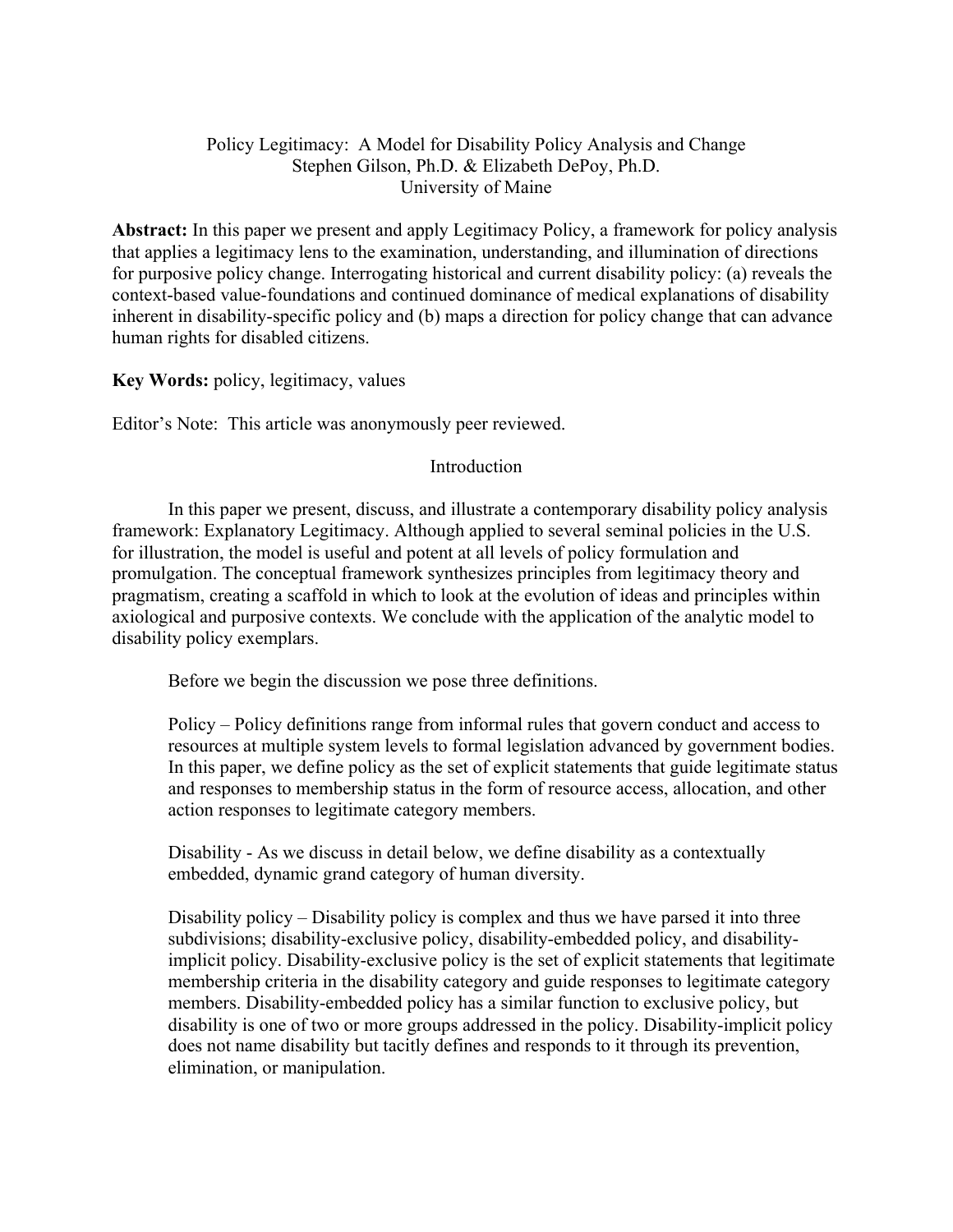# Policy Legitimacy: A Model for Disability Policy Analysis and Change

Stephen Gilson, Ph.D. & Elizabeth DePoy, Ph.D.
University of Maine

**Abstract:** In this paper we present and apply Legitimacy Policy, a framework for policy analysis that applies a legitimacy lens to the examination, understanding, and illumination of directions for purposive policy change. Interrogating historical and current disability policy: (a) reveals the context-based value-foundations and continued dominance of medical explanations of disability inherent in disability-specific policy and (b) maps a direction for policy change that can advance human rights for disabled citizens.

**Key Words:** policy, legitimacy, values

Editor's Note: This article was anonymously peer reviewed.

## Introduction

In this paper we present, discuss, and illustrate a contemporary disability policy analysis framework: Explanatory Legitimacy. Although applied to several seminal policies in the U.S. for illustration, the model is useful and potent at all levels of policy formulation and promulgation. The conceptual framework synthesizes principles from legitimacy theory and pragmatism, creating a scaffold in which to look at the evolution of ideas and principles within axiological and purposive contexts. We conclude with the application of the analytic model to disability policy exemplars.

Before we begin the discussion we pose three definitions.

Policy – Policy definitions range from informal rules that govern conduct and access to resources at multiple system levels to formal legislation advanced by government bodies. In this paper, we define policy as the set of explicit statements that guide legitimate status and responses to membership status in the form of resource access, allocation, and other action responses to legitimate category members.

Disability - As we discuss in detail below, we define disability as a contextually embedded, dynamic grand category of human diversity.

Disability policy – Disability policy is complex and thus we have parsed it into three subdivisions; disability-exclusive policy, disability-embedded policy, and disability-implicit policy. Disability-exclusive policy is the set of explicit statements that legitimate membership criteria in the disability category and guide responses to legitimate category members. Disability-embedded policy has a similar function to exclusive policy, but disability is one of two or more groups addressed in the policy. Disability-implicit policy does not name disability but tacitly defines and responds to it through its prevention, elimination, or manipulation.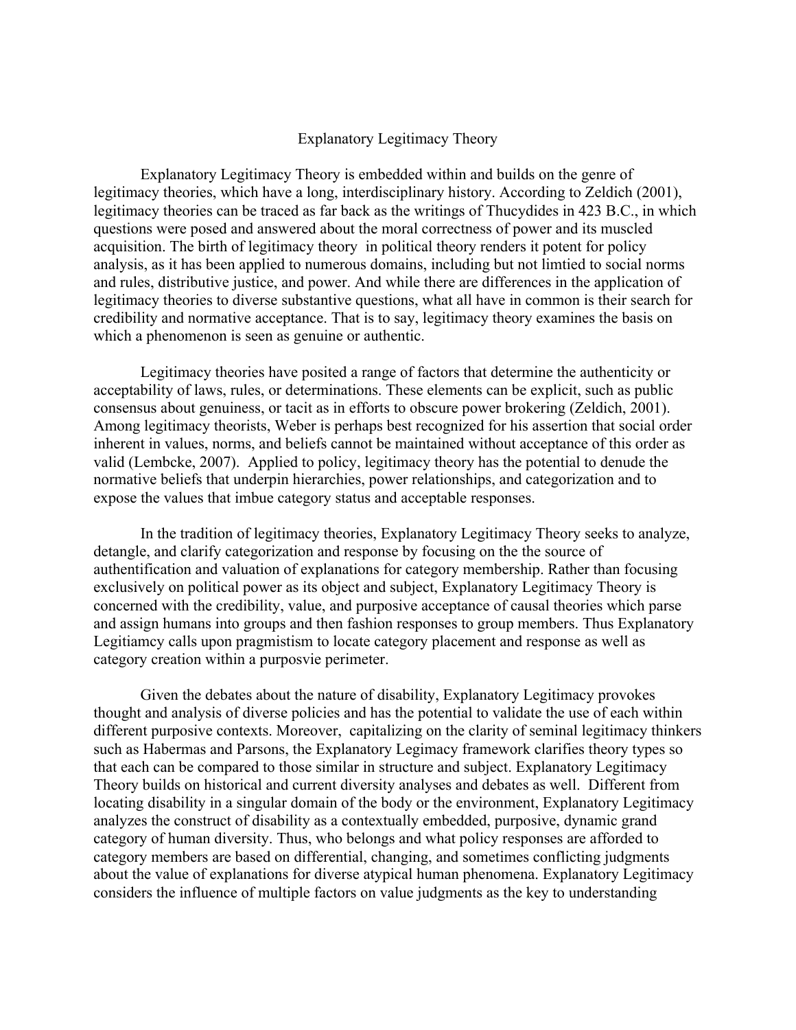# Explanatory Legitimacy Theory

Explanatory Legitimacy Theory is embedded within and builds on the genre of legitimacy theories, which have a long, interdisciplinary history. According to Zeldich (2001), legitimacy theories can be traced as far back as the writings of Thucydides in 423 B.C., in which questions were posed and answered about the moral correctness of power and its muscled acquisition. The birth of legitimacy theory in political theory renders it potent for policy analysis, as it has been applied to numerous domains, including but not limtied to social norms and rules, distributive justice, and power. And while there are differences in the application of legitimacy theories to diverse substantive questions, what all have in common is their search for credibility and normative acceptance. That is to say, legitimacy theory examines the basis on which a phenomenon is seen as genuine or authentic.

Legitimacy theories have posited a range of factors that determine the authenticity or acceptability of laws, rules, or determinations. These elements can be explicit, such as public consensus about genuiness, or tacit as in efforts to obscure power brokering (Zeldich, 2001). Among legitimacy theorists, Weber is perhaps best recognized for his assertion that social order inherent in values, norms, and beliefs cannot be maintained without acceptance of this order as valid (Lembcke, 2007). Applied to policy, legitimacy theory has the potential to denude the normative beliefs that underpin hierarchies, power relationships, and categorization and to expose the values that imbue category status and acceptable responses.

In the tradition of legitimacy theories, Explanatory Legitimacy Theory seeks to analyze, detangle, and clarify categorization and response by focusing on the the source of authentification and valuation of explanations for category membership. Rather than focusing exclusively on political power as its object and subject, Explanatory Legitimacy Theory is concerned with the credibility, value, and purposive acceptance of causal theories which parse and assign humans into groups and then fashion responses to group members. Thus Explanatory Legitiamcy calls upon pragmistism to locate category placement and response as well as category creation within a purposvie perimeter.

Given the debates about the nature of disability, Explanatory Legitimacy provokes thought and analysis of diverse policies and has the potential to validate the use of each within different purposive contexts. Moreover, capitalizing on the clarity of seminal legitimacy thinkers such as Habermas and Parsons, the Explanatory Legimacy framework clarifies theory types so that each can be compared to those similar in structure and subject. Explanatory Legitimacy Theory builds on historical and current diversity analyses and debates as well. Different from locating disability in a singular domain of the body or the environment, Explanatory Legitimacy analyzes the construct of disability as a contextually embedded, purposive, dynamic grand category of human diversity. Thus, who belongs and what policy responses are afforded to category members are based on differential, changing, and sometimes conflicting judgments about the value of explanations for diverse atypical human phenomena. Explanatory Legitimacy considers the influence of multiple factors on value judgments as the key to understanding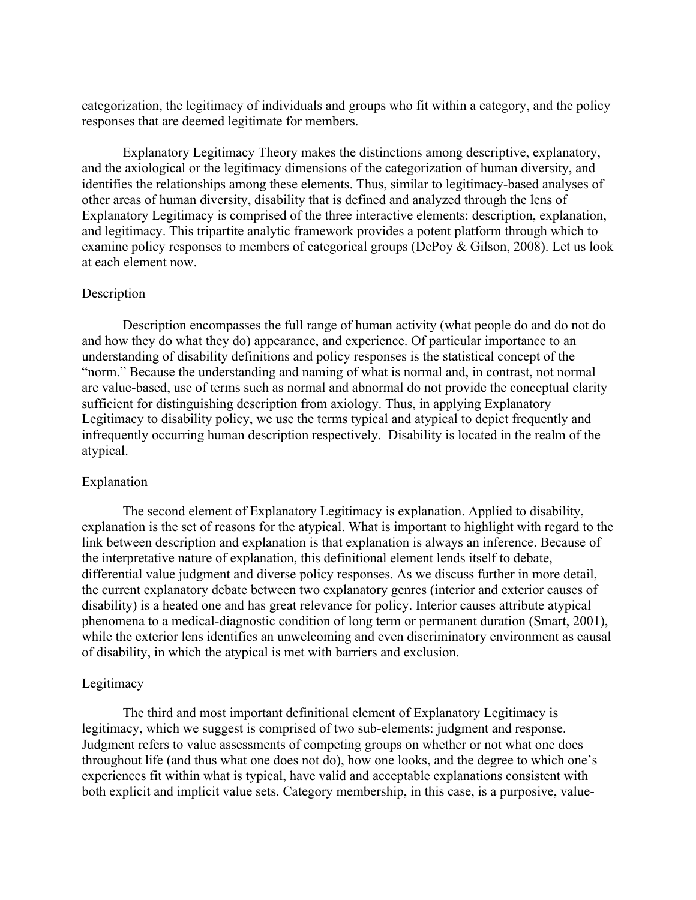categorization, the legitimacy of individuals and groups who fit within a category, and the policy responses that are deemed legitimate for members.

Explanatory Legitimacy Theory makes the distinctions among descriptive, explanatory, and the axiological or the legitimacy dimensions of the categorization of human diversity, and identifies the relationships among these elements. Thus, similar to legitimacy-based analyses of other areas of human diversity, disability that is defined and analyzed through the lens of Explanatory Legitimacy is comprised of the three interactive elements: description, explanation, and legitimacy. This tripartite analytic framework provides a potent platform through which to examine policy responses to members of categorical groups (DePoy & Gilson, 2008). Let us look at each element now.

### Description

Description encompasses the full range of human activity (what people do and do not do and how they do what they do) appearance, and experience. Of particular importance to an understanding of disability definitions and policy responses is the statistical concept of the "norm." Because the understanding and naming of what is normal and, in contrast, not normal are value-based, use of terms such as normal and abnormal do not provide the conceptual clarity sufficient for distinguishing description from axiology. Thus, in applying Explanatory Legitimacy to disability policy, we use the terms typical and atypical to depict frequently and infrequently occurring human description respectively. Disability is located in the realm of the atypical.

### Explanation

The second element of Explanatory Legitimacy is explanation. Applied to disability, explanation is the set of reasons for the atypical. What is important to highlight with regard to the link between description and explanation is that explanation is always an inference. Because of the interpretative nature of explanation, this definitional element lends itself to debate, differential value judgment and diverse policy responses. As we discuss further in more detail, the current explanatory debate between two explanatory genres (interior and exterior causes of disability) is a heated one and has great relevance for policy. Interior causes attribute atypical phenomena to a medical-diagnostic condition of long term or permanent duration (Smart, 2001), while the exterior lens identifies an unwelcoming and even discriminatory environment as causal of disability, in which the atypical is met with barriers and exclusion.

### Legitimacy

The third and most important definitional element of Explanatory Legitimacy is legitimacy, which we suggest is comprised of two sub-elements: judgment and response. Judgment refers to value assessments of competing groups on whether or not what one does throughout life (and thus what one does not do), how one looks, and the degree to which one's experiences fit within what is typical, have valid and acceptable explanations consistent with both explicit and implicit value sets. Category membership, in this case, is a purposive, value-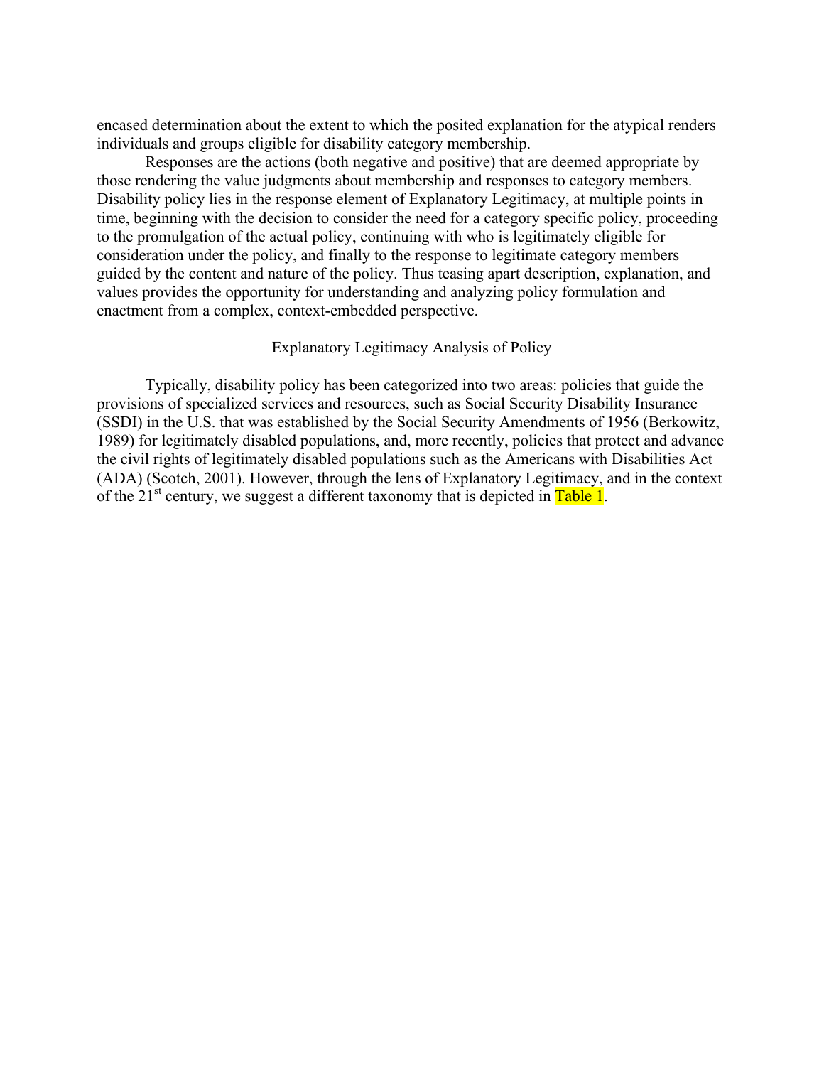encased determination about the extent to which the posited explanation for the atypical renders individuals and groups eligible for disability category membership.

Responses are the actions (both negative and positive) that are deemed appropriate by those rendering the value judgments about membership and responses to category members. Disability policy lies in the response element of Explanatory Legitimacy, at multiple points in time, beginning with the decision to consider the need for a category specific policy, proceeding to the promulgation of the actual policy, continuing with who is legitimately eligible for consideration under the policy, and finally to the response to legitimate category members guided by the content and nature of the policy. Thus teasing apart description, explanation, and values provides the opportunity for understanding and analyzing policy formulation and enactment from a complex, context-embedded perspective.

## Explanatory Legitimacy Analysis of Policy

Typically, disability policy has been categorized into two areas: policies that guide the provisions of specialized services and resources, such as Social Security Disability Insurance (SSDI) in the U.S. that was established by the Social Security Amendments of 1956 (Berkowitz, 1989) for legitimately disabled populations, and, more recently, policies that protect and advance the civil rights of legitimately disabled populations such as the Americans with Disabilities Act (ADA) (Scotch, 2001). However, through the lens of Explanatory Legitimacy, and in the context of the 21st century, we suggest a different taxonomy that is depicted in Table 1.